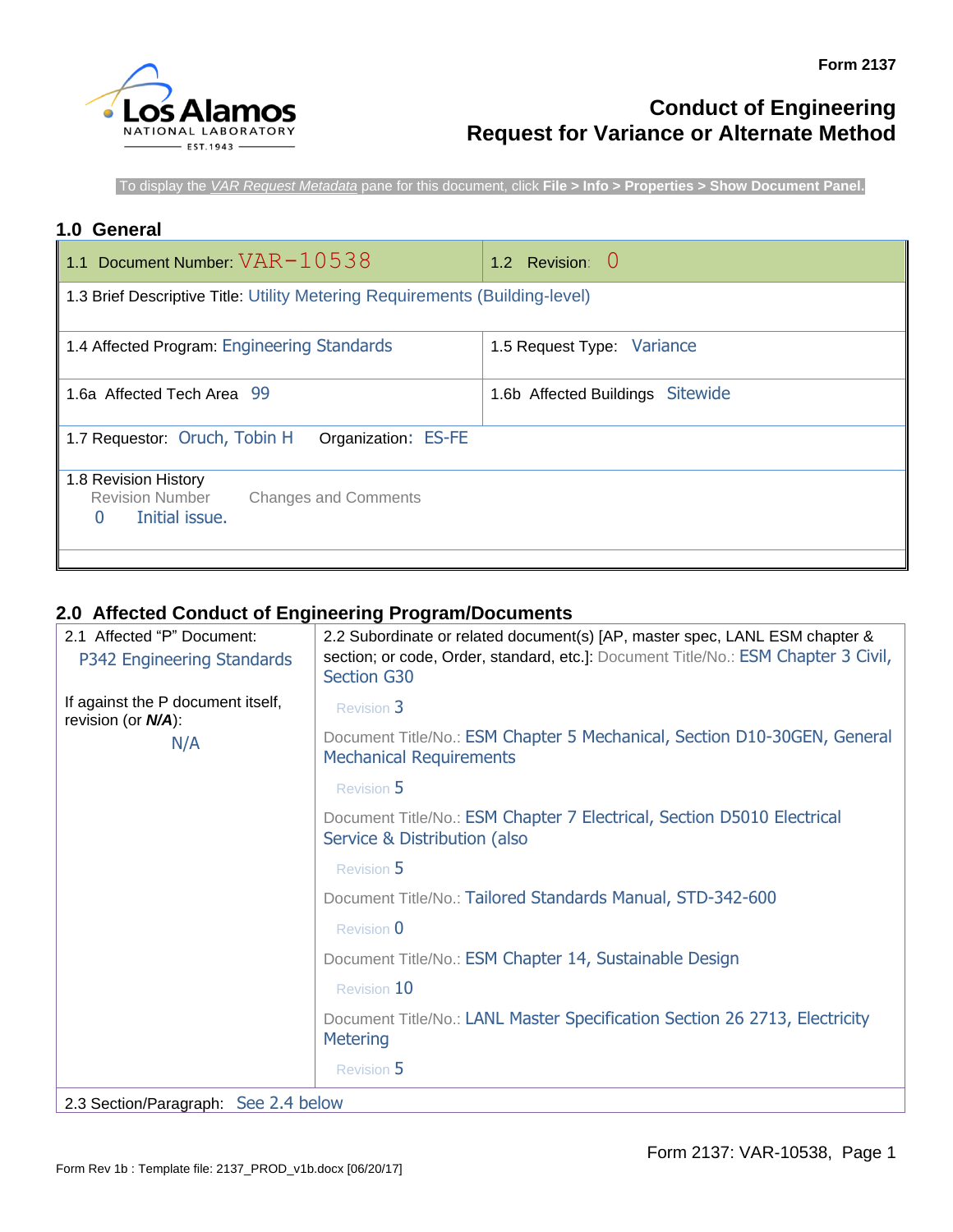Form 2137

# Conduct of Engineering
# Request for Variance or Alternate Method

To display the VAR Request Metadata pane for this document, click **File > Info > Properties > Show Document Panel.**

## 1.0 General

| | |
|---|---|
| 1.1 Document Number: VAR-10538 | 1.2 Revision: 0 |
| 1.3 Brief Descriptive Title: Utility Metering Requirements (Building-level) | |
| 1.4 Affected Program: Engineering Standards | 1.5 Request Type: Variance |
| 1.6a Affected Tech Area 99 | 1.6b Affected Buildings Sitewide |
| 1.7 Requestor: Oruch, Tobin H Organization: ES-FE | |
| 1.8 Revision History<br>Revision Number Changes and Comments<br>0 Initial issue. | |

## 2.0 Affected Conduct of Engineering Program/Documents

| | |
|---|---|
| 2.1 Affected "P" Document:<br>P342 Engineering Standards<br><br>If against the P document itself, revision (or ***N/A***):<br>N/A | 2.2 Subordinate or related document(s) [AP, master spec, LANL ESM chapter & section; or code, Order, standard, etc.]: Document Title/No.: ESM Chapter 3 Civil, Section G30<br>Revision 3<br>Document Title/No.: ESM Chapter 5 Mechanical, Section D10-30GEN, General Mechanical Requirements<br>Revision 5<br>Document Title/No.: ESM Chapter 7 Electrical, Section D5010 Electrical Service & Distribution (also<br>Revision 5<br>Document Title/No.: Tailored Standards Manual, STD-342-600<br>Revision 0<br>Document Title/No.: ESM Chapter 14, Sustainable Design<br>Revision 10<br>Document Title/No.: LANL Master Specification Section 26 2713, Electricity Metering<br>Revision 5 |
| 2.3 Section/Paragraph: See 2.4 below | |

Form Rev 1b : Template file: 2137_PROD_v1b.docx [06/20/17]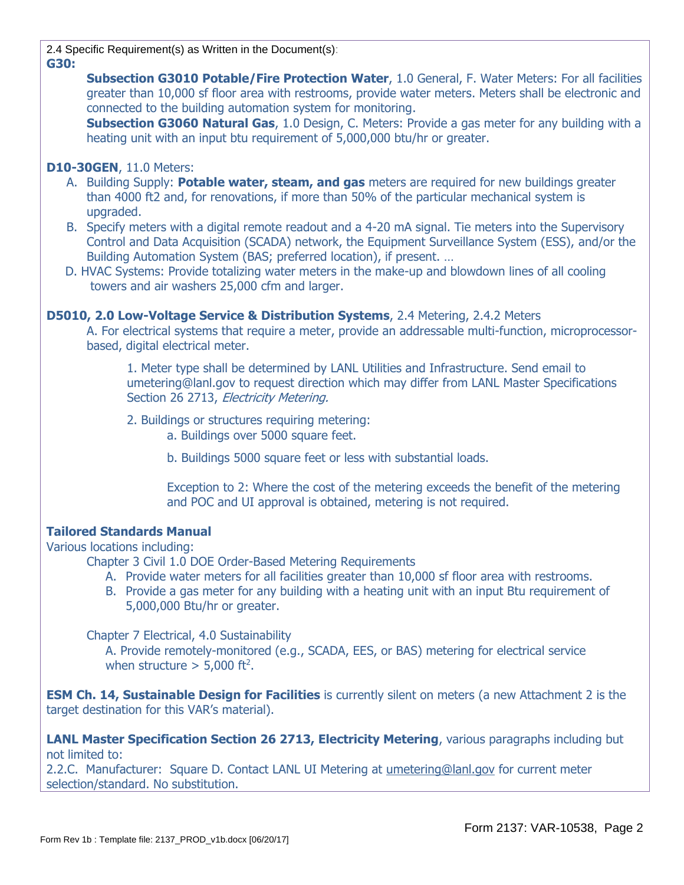2.4 Specific Requirement(s) as Written in the Document(s):

**G30:**

**Subsection G3010 Potable/Fire Protection Water**, 1.0 General, F. Water Meters: For all facilities greater than 10,000 sf floor area with restrooms, provide water meters. Meters shall be electronic and connected to the building automation system for monitoring.

**Subsection G3060 Natural Gas**, 1.0 Design, C. Meters: Provide a gas meter for any building with a heating unit with an input btu requirement of 5,000,000 btu/hr or greater.

**D10-30GEN**, 11.0 Meters:

A. Building Supply: **Potable water, steam, and gas** meters are required for new buildings greater than 4000 ft2 and, for renovations, if more than 50% of the particular mechanical system is upgraded.

B. Specify meters with a digital remote readout and a 4-20 mA signal. Tie meters into the Supervisory Control and Data Acquisition (SCADA) network, the Equipment Surveillance System (ESS), and/or the Building Automation System (BAS; preferred location), if present. …

D. HVAC Systems: Provide totalizing water meters in the make-up and blowdown lines of all cooling towers and air washers 25,000 cfm and larger.

**D5010, 2.0 Low-Voltage Service & Distribution Systems**, 2.4 Metering, 2.4.2 Meters

A. For electrical systems that require a meter, provide an addressable multi-function, microprocessor-based, digital electrical meter.

1. Meter type shall be determined by LANL Utilities and Infrastructure. Send email to umetering@lanl.gov to request direction which may differ from LANL Master Specifications Section 26 2713, *Electricity Metering.*

2. Buildings or structures requiring metering:

   a. Buildings over 5000 square feet.

   b. Buildings 5000 square feet or less with substantial loads.

   Exception to 2: Where the cost of the metering exceeds the benefit of the metering and POC and UI approval is obtained, metering is not required.

**Tailored Standards Manual**

Various locations including:

Chapter 3 Civil 1.0 DOE Order-Based Metering Requirements

A. Provide water meters for all facilities greater than 10,000 sf floor area with restrooms.

B. Provide a gas meter for any building with a heating unit with an input Btu requirement of 5,000,000 Btu/hr or greater.

Chapter 7 Electrical, 4.0 Sustainability

A. Provide remotely-monitored (e.g., SCADA, EES, or BAS) metering for electrical service when structure > 5,000 ft$^2$.

**ESM Ch. 14, Sustainable Design for Facilities** is currently silent on meters (a new Attachment 2 is the target destination for this VAR's material).

**LANL Master Specification Section 26 2713, Electricity Metering**, various paragraphs including but not limited to:

2.2.C. Manufacturer: Square D. Contact LANL UI Metering at umetering@lanl.gov for current meter selection/standard. No substitution.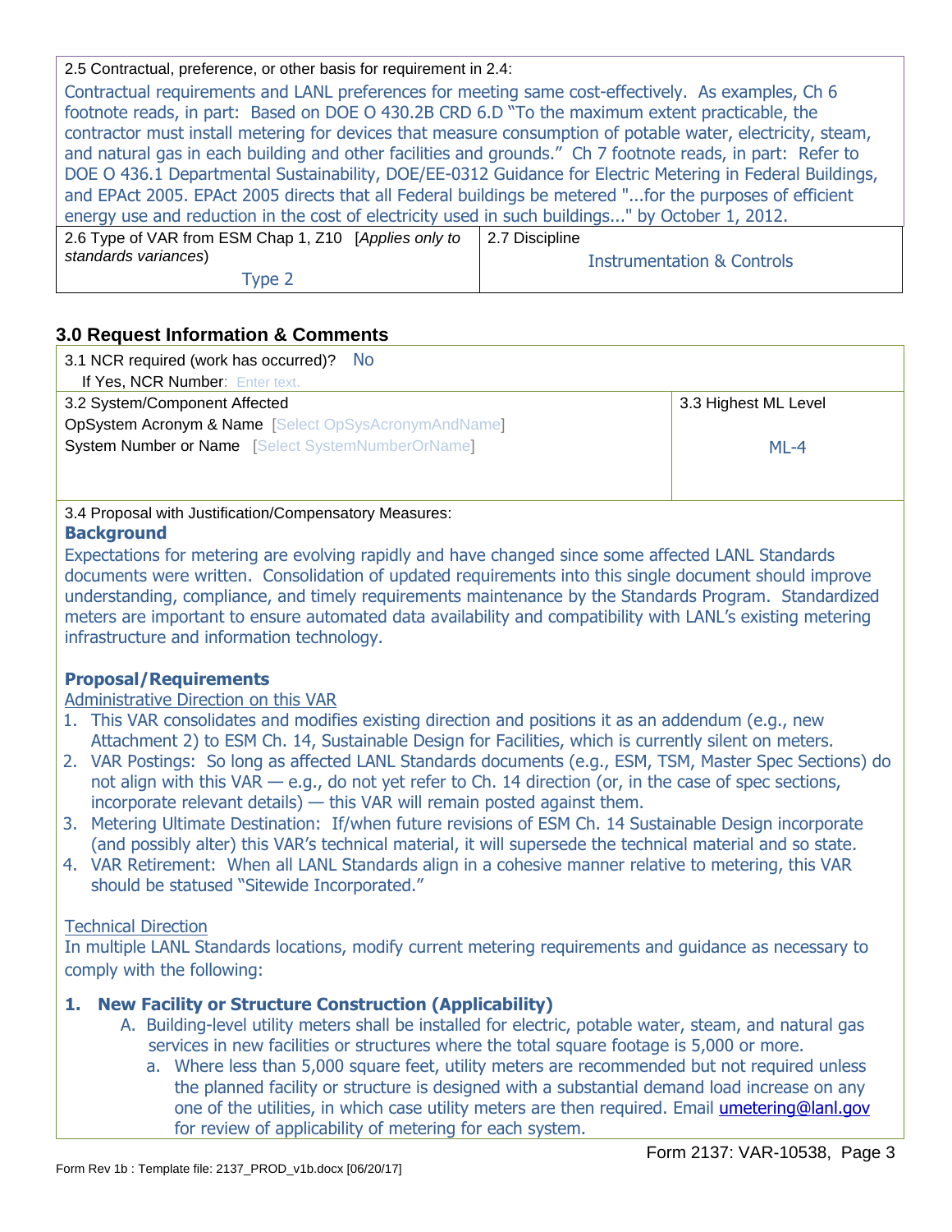2.5 Contractual, preference, or other basis for requirement in 2.4:

Contractual requirements and LANL preferences for meeting same cost-effectively. As examples, Ch 6 footnote reads, in part: Based on DOE O 430.2B CRD 6.D "To the maximum extent practicable, the contractor must install metering for devices that measure consumption of potable water, electricity, steam, and natural gas in each building and other facilities and grounds." Ch 7 footnote reads, in part: Refer to DOE O 436.1 Departmental Sustainability, DOE/EE-0312 Guidance for Electric Metering in Federal Buildings, and EPAct 2005. EPAct 2005 directs that all Federal buildings be metered "...for the purposes of efficient energy use and reduction in the cost of electricity used in such buildings..." by October 1, 2012.

| 2.6 Type of VAR from ESM Chap 1, Z10 [*Applies only to standards variances*) | 2.7 Discipline |
|---|---|
| Type 2 | Instrumentation & Controls |

## 3.0 Request Information & Comments

3.1 NCR required (work has occurred)? No

If Yes, NCR Number: Enter text.

| 3.2 System/Component Affected | 3.3 Highest ML Level |
|---|---|
| **OpSystem Acronym & Name** [Select OpSysAcronymAndName]<br>**System Number or Name** [Select SystemNumberOrName] | ML-4 |

3.4 Proposal with Justification/Compensatory Measures:

**Background**

Expectations for metering are evolving rapidly and have changed since some affected LANL Standards documents were written. Consolidation of updated requirements into this single document should improve understanding, compliance, and timely requirements maintenance by the Standards Program. Standardized meters are important to ensure automated data availability and compatibility with LANL's existing metering infrastructure and information technology.

**Proposal/Requirements**

Administrative Direction on this VAR

1. This VAR consolidates and modifies existing direction and positions it as an addendum (e.g., new Attachment 2) to ESM Ch. 14, Sustainable Design for Facilities, which is currently silent on meters.
2. VAR Postings: So long as affected LANL Standards documents (e.g., ESM, TSM, Master Spec Sections) do not align with this VAR — e.g., do not yet refer to Ch. 14 direction (or, in the case of spec sections, incorporate relevant details) — this VAR will remain posted against them.
3. Metering Ultimate Destination: If/when future revisions of ESM Ch. 14 Sustainable Design incorporate (and possibly alter) this VAR's technical material, it will supersede the technical material and so state.
4. VAR Retirement: When all LANL Standards align in a cohesive manner relative to metering, this VAR should be statused "Sitewide Incorporated."

Technical Direction

In multiple LANL Standards locations, modify current metering requirements and guidance as necessary to comply with the following:

**1. New Facility or Structure Construction (Applicability)**

A. Building-level utility meters shall be installed for electric, potable water, steam, and natural gas services in new facilities or structures where the total square footage is 5,000 or more.
   a. Where less than 5,000 square feet, utility meters are recommended but not required unless the planned facility or structure is designed with a substantial demand load increase on any one of the utilities, in which case utility meters are then required. Email umetering@lanl.gov for review of applicability of metering for each system.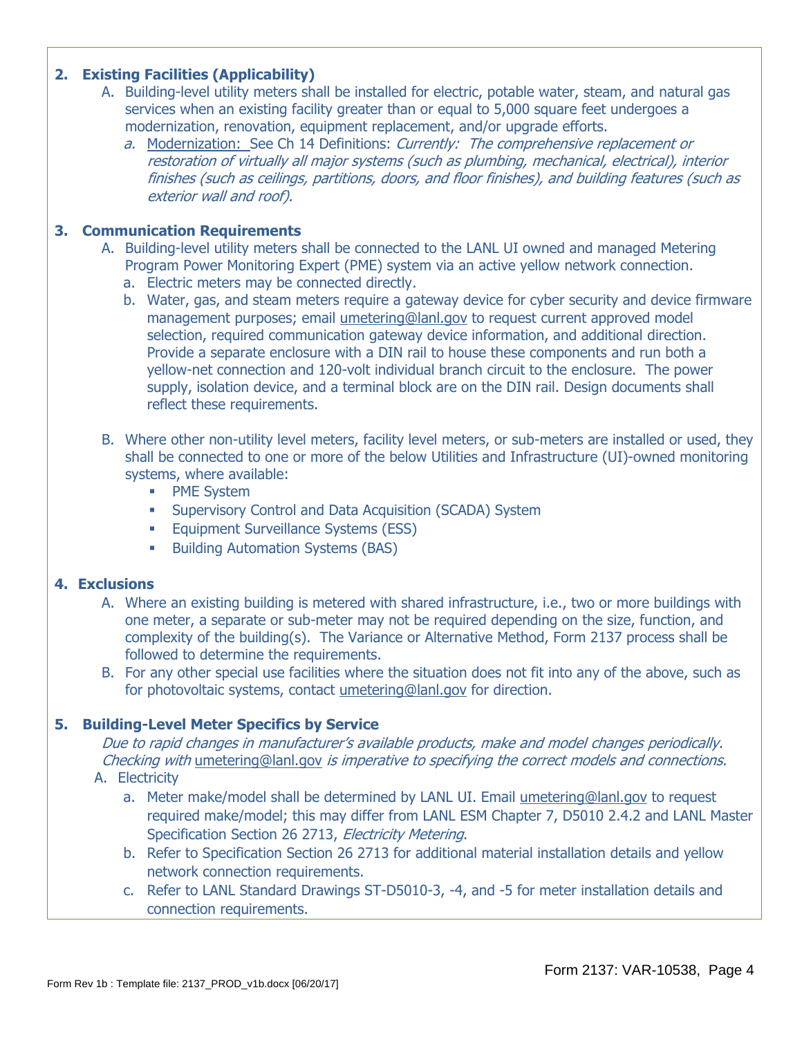## 2. Existing Facilities (Applicability)

A. Building-level utility meters shall be installed for electric, potable water, steam, and natural gas services when an existing facility greater than or equal to 5,000 square feet undergoes a modernization, renovation, equipment replacement, and/or upgrade efforts.

   *a.* Modernization: See Ch 14 Definitions: *Currently: The comprehensive replacement or restoration of virtually all major systems (such as plumbing, mechanical, electrical), interior finishes (such as ceilings, partitions, doors, and floor finishes), and building features (such as exterior wall and roof).*

## 3. Communication Requirements

A. Building-level utility meters shall be connected to the LANL UI owned and managed Metering Program Power Monitoring Expert (PME) system via an active yellow network connection.

   a. Electric meters may be connected directly.

   b. Water, gas, and steam meters require a gateway device for cyber security and device firmware management purposes; email umetering@lanl.gov to request current approved model selection, required communication gateway device information, and additional direction. Provide a separate enclosure with a DIN rail to house these components and run both a yellow-net connection and 120-volt individual branch circuit to the enclosure. The power supply, isolation device, and a terminal block are on the DIN rail. Design documents shall reflect these requirements.

B. Where other non-utility level meters, facility level meters, or sub-meters are installed or used, they shall be connected to one or more of the below Utilities and Infrastructure (UI)-owned monitoring systems, where available:

   - PME System
   - Supervisory Control and Data Acquisition (SCADA) System
   - Equipment Surveillance Systems (ESS)
   - Building Automation Systems (BAS)

## 4. Exclusions

A. Where an existing building is metered with shared infrastructure, i.e., two or more buildings with one meter, a separate or sub-meter may not be required depending on the size, function, and complexity of the building(s). The Variance or Alternative Method, Form 2137 process shall be followed to determine the requirements.

B. For any other special use facilities where the situation does not fit into any of the above, such as for photovoltaic systems, contact umetering@lanl.gov for direction.

## 5. Building-Level Meter Specifics by Service

*Due to rapid changes in manufacturer's available products, make and model changes periodically. Checking with* umetering@lanl.gov *is imperative to specifying the correct models and connections.*

A. Electricity

   a. Meter make/model shall be determined by LANL UI. Email umetering@lanl.gov to request required make/model; this may differ from LANL ESM Chapter 7, D5010 2.4.2 and LANL Master Specification Section 26 2713, *Electricity Metering*.

   b. Refer to Specification Section 26 2713 for additional material installation details and yellow network connection requirements.

   c. Refer to LANL Standard Drawings ST-D5010-3, -4, and -5 for meter installation details and connection requirements.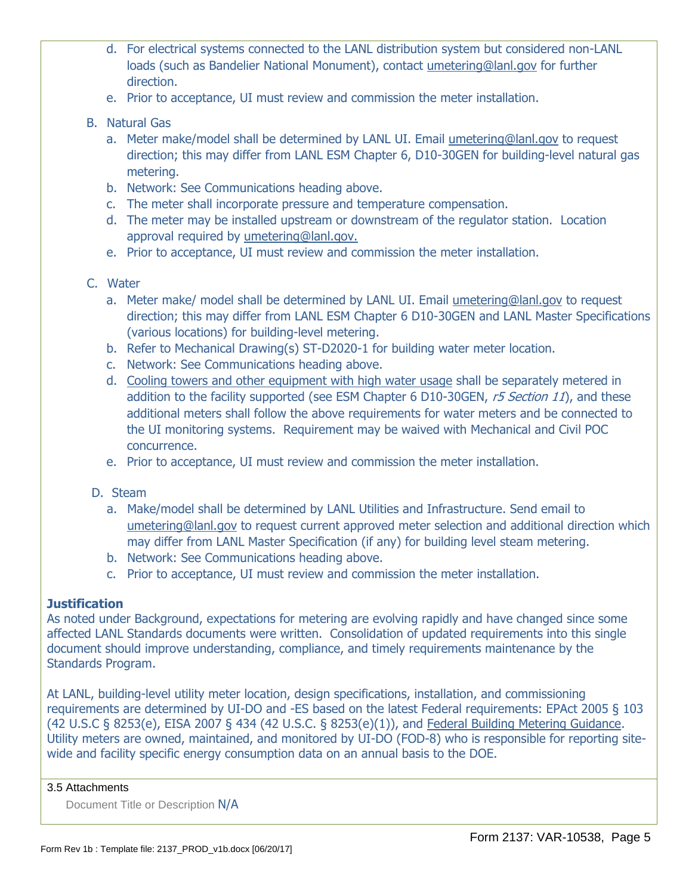d. For electrical systems connected to the LANL distribution system but considered non-LANL loads (such as Bandelier National Monument), contact umetering@lanl.gov for further direction.
e. Prior to acceptance, UI must review and commission the meter installation.

B. Natural Gas
   a. Meter make/model shall be determined by LANL UI. Email umetering@lanl.gov to request direction; this may differ from LANL ESM Chapter 6, D10-30GEN for building-level natural gas metering.
   b. Network: See Communications heading above.
   c. The meter shall incorporate pressure and temperature compensation.
   d. The meter may be installed upstream or downstream of the regulator station. Location approval required by umetering@lanl.gov.
   e. Prior to acceptance, UI must review and commission the meter installation.

C. Water
   a. Meter make/ model shall be determined by LANL UI. Email umetering@lanl.gov to request direction; this may differ from LANL ESM Chapter 6 D10-30GEN and LANL Master Specifications (various locations) for building-level metering.
   b. Refer to Mechanical Drawing(s) ST-D2020-1 for building water meter location.
   c. Network: See Communications heading above.
   d. Cooling towers and other equipment with high water usage shall be separately metered in addition to the facility supported (see ESM Chapter 6 D10-30GEN, *r5 Section 11*), and these additional meters shall follow the above requirements for water meters and be connected to the UI monitoring systems. Requirement may be waived with Mechanical and Civil POC concurrence.
   e. Prior to acceptance, UI must review and commission the meter installation.

D. Steam
   a. Make/model shall be determined by LANL Utilities and Infrastructure. Send email to umetering@lanl.gov to request current approved meter selection and additional direction which may differ from LANL Master Specification (if any) for building level steam metering.
   b. Network: See Communications heading above.
   c. Prior to acceptance, UI must review and commission the meter installation.

**Justification**

As noted under Background, expectations for metering are evolving rapidly and have changed since some affected LANL Standards documents were written. Consolidation of updated requirements into this single document should improve understanding, compliance, and timely requirements maintenance by the Standards Program.

At LANL, building-level utility meter location, design specifications, installation, and commissioning requirements are determined by UI-DO and -ES based on the latest Federal requirements: EPAct 2005 § 103 (42 U.S.C § 8253(e), EISA 2007 § 434 (42 U.S.C. § 8253(e)(1)), and Federal Building Metering Guidance. Utility meters are owned, maintained, and monitored by UI-DO (FOD-8) who is responsible for reporting site-wide and facility specific energy consumption data on an annual basis to the DOE.

3.5 Attachments

Document Title or Description N/A

Form 2137: VAR-10538, Page 5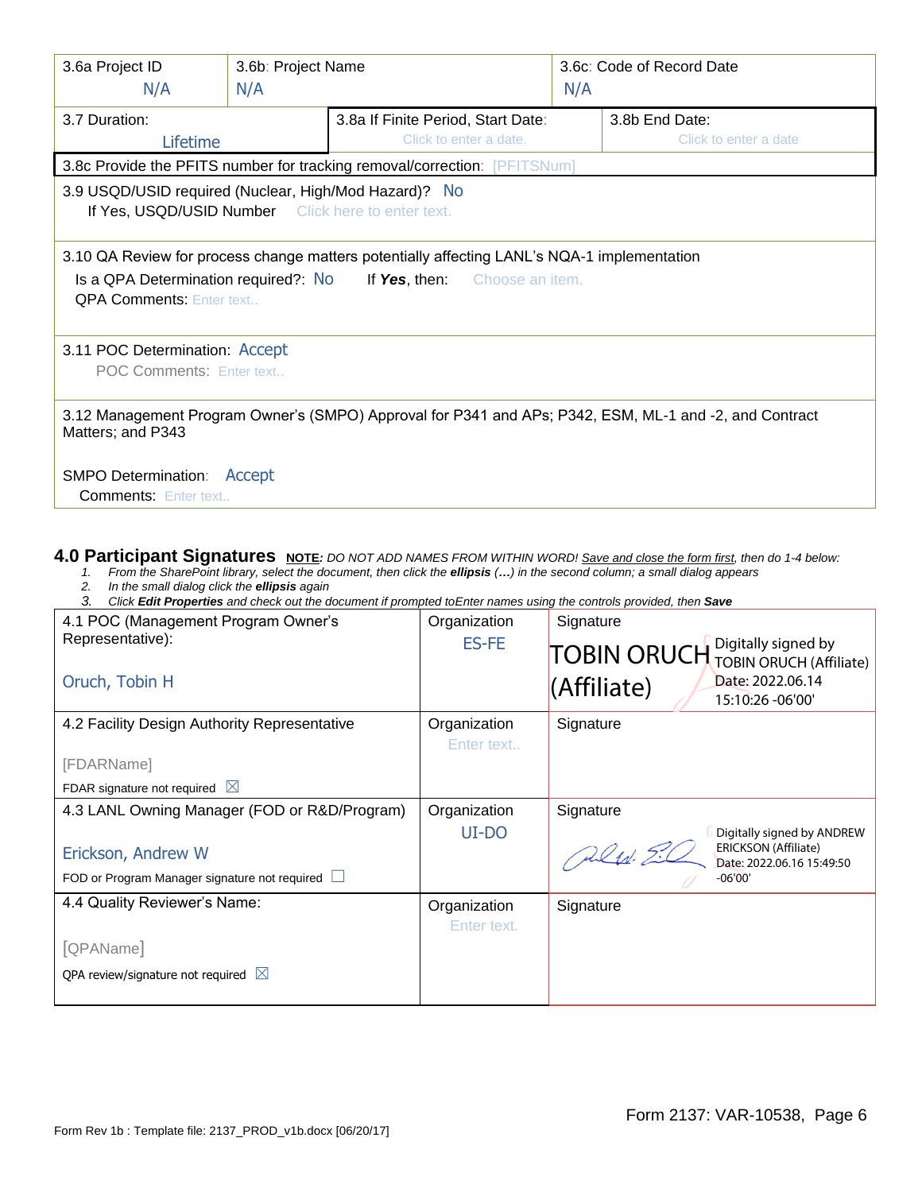| 3.6a Project ID | 3.6b: Project Name | 3.6c: Code of Record Date |
|---|---|---|
| N/A | N/A | N/A |

| 3.7 Duration: Lifetime | 3.8a If Finite Period, Start Date: Click to enter a date. | 3.8b End Date: Click to enter a date |
|---|---|---|

3.8c Provide the PFITS number for tracking removal/correction: [PFITSNum]

3.9 USQD/USID required (Nuclear, High/Mod Hazard)? No
If Yes, USQD/USID Number Click here to enter text.

3.10 QA Review for process change matters potentially affecting LANL's NQA-1 implementation
Is a QPA Determination required?: No If *Yes*, then: Choose an item.
QPA Comments: Enter text..

3.11 POC Determination: Accept
POC Comments: Enter text..

3.12 Management Program Owner's (SMPO) Approval for P341 and APs; P342, ESM, ML-1 and -2, and Contract Matters; and P343

SMPO Determination: Accept
Comments: Enter text..

## 4.0 Participant Signatures

**NOTE:** *DO NOT ADD NAMES FROM WITHIN WORD! Save and close the form first, then do 1-4 below:*

1. *From the SharePoint library, select the document, then click the* ***ellipsis (…)*** *in the second column; a small dialog appears*
2. *In the small dialog click the* ***ellipsis*** *again*
3. *Click* ***Edit Properties*** *and check out the document if prompted toEnter names using the controls provided, then* ***Save***

| | Organization | Signature |
|---|---|---|
| 4.1 POC (Management Program Owner's Representative): Oruch, Tobin H | ES-FE | TOBIN ORUCH (Affiliate) Digitally signed by TOBIN ORUCH (Affiliate) Date: 2022.06.14 15:10:26 -06'00' |
| 4.2 Facility Design Authority Representative [FDARName] FDAR signature not required ☒ | Enter text.. | |
| 4.3 LANL Owning Manager (FOD or R&D/Program) Erickson, Andrew W FOD or Program Manager signature not required ☐ | UI-DO | Digitally signed by ANDREW ERICKSON (Affiliate) Date: 2022.06.16 15:49:50 -06'00' |
| 4.4 Quality Reviewer's Name: [QPAName] QPA review/signature not required ☒ | Enter text. | |

Form 2137: VAR-10538

Form Rev 1b : Template file: 2137_PROD_v1b.docx [06/20/17]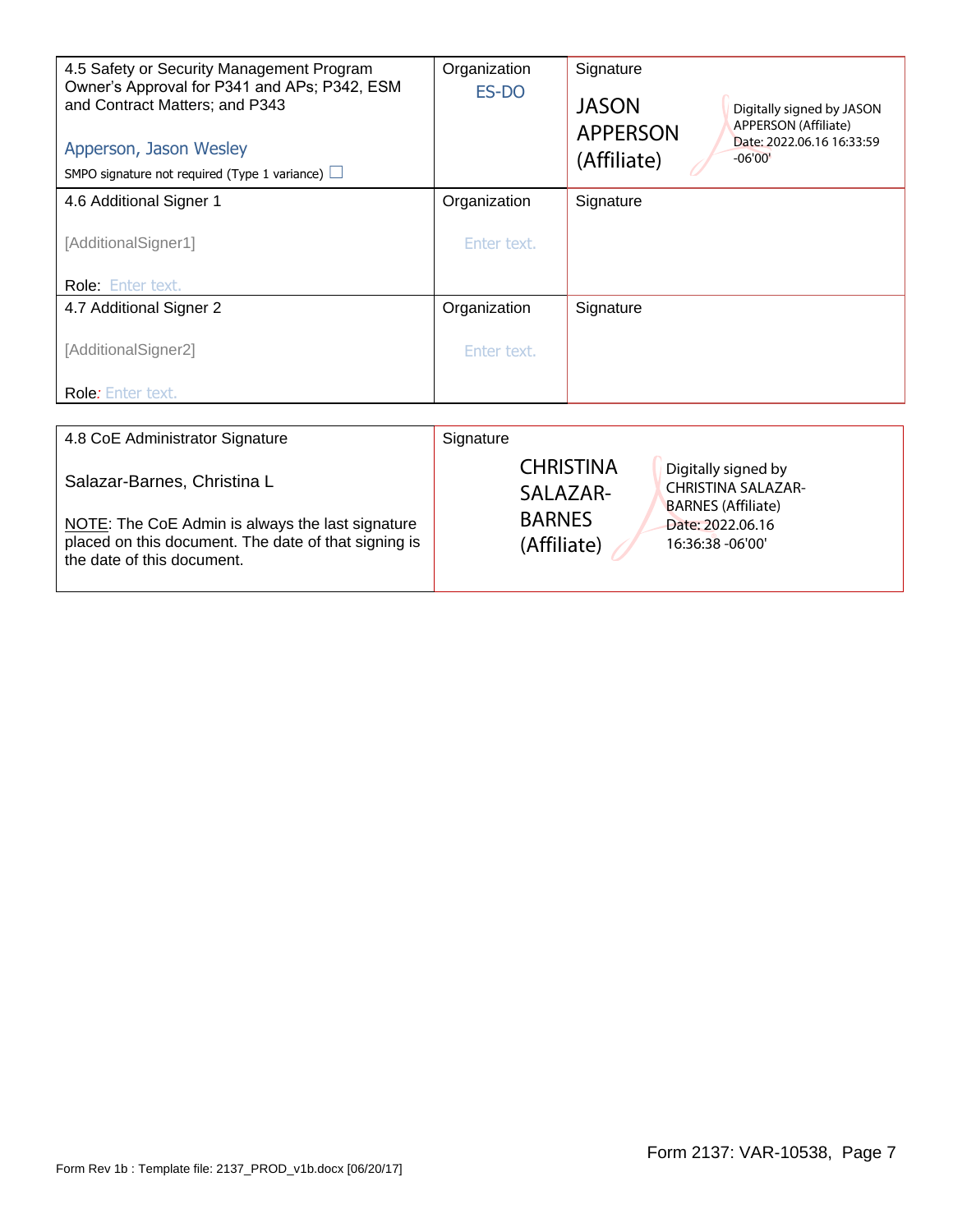| | | |
|---|---|---|
| 4.5 Safety or Security Management Program Owner's Approval for P341 and APs; P342, ESM and Contract Matters; and P343<br><br>Apperson, Jason Wesley<br><br>SMPO signature not required (Type 1 variance) ☐ | Organization<br>ES-DO | Signature<br>JASON APPERSON (Affiliate)<br>Digitally signed by JASON APPERSON (Affiliate)<br>Date: 2022.06.16 16:33:59 -06'00' |
| 4.6 Additional Signer 1<br><br>[AdditionalSigner1]<br><br>Role: Enter text. | Organization<br>Enter text. | Signature |
| 4.7 Additional Signer 2<br><br>[AdditionalSigner2]<br><br>Role: Enter text. | Organization<br>Enter text. | Signature |

| | |
|---|---|
| 4.8 CoE Administrator Signature<br><br>Salazar-Barnes, Christina L<br><br>NOTE: The CoE Admin is always the last signature placed on this document. The date of that signing is the date of this document. | Signature<br>CHRISTINA SALAZAR-BARNES (Affiliate)<br>Digitally signed by CHRISTINA SALAZAR-BARNES (Affiliate)<br>Date: 2022.06.16 16:36:38 -06'00' |

Form 2137: VAR-10538, Page 7

Form Rev 1b : Template file: 2137_PROD_v1b.docx [06/20/17]